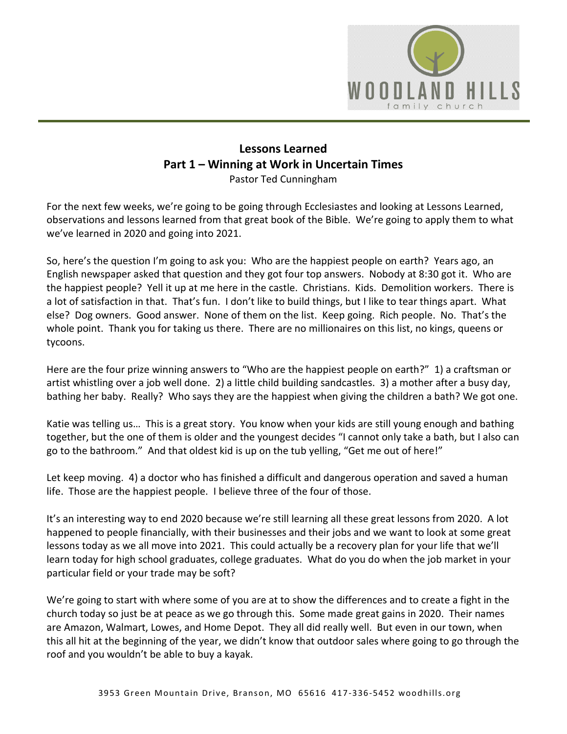# Lessons Learned
## Part 1 – Winning at Work in Uncertain Times

Pastor Ted Cunningham

For the next few weeks, we're going to be going through Ecclesiastes and looking at Lessons Learned, observations and lessons learned from that great book of the Bible. We're going to apply them to what we've learned in 2020 and going into 2021.

So, here's the question I'm going to ask you: Who are the happiest people on earth? Years ago, an English newspaper asked that question and they got four top answers. Nobody at 8:30 got it. Who are the happiest people? Yell it up at me here in the castle. Christians. Kids. Demolition workers. There is a lot of satisfaction in that. That's fun. I don't like to build things, but I like to tear things apart. What else? Dog owners. Good answer. None of them on the list. Keep going. Rich people. No. That's the whole point. Thank you for taking us there. There are no millionaires on this list, no kings, queens or tycoons.

Here are the four prize winning answers to "Who are the happiest people on earth?" 1) a craftsman or artist whistling over a job well done. 2) a little child building sandcastles. 3) a mother after a busy day, bathing her baby. Really? Who says they are the happiest when giving the children a bath? We got one.

Katie was telling us… This is a great story. You know when your kids are still young enough and bathing together, but the one of them is older and the youngest decides "I cannot only take a bath, but I also can go to the bathroom." And that oldest kid is up on the tub yelling, "Get me out of here!"

Let keep moving. 4) a doctor who has finished a difficult and dangerous operation and saved a human life. Those are the happiest people. I believe three of the four of those.

It's an interesting way to end 2020 because we're still learning all these great lessons from 2020. A lot happened to people financially, with their businesses and their jobs and we want to look at some great lessons today as we all move into 2021. This could actually be a recovery plan for your life that we'll learn today for high school graduates, college graduates. What do you do when the job market in your particular field or your trade may be soft?

We're going to start with where some of you are at to show the differences and to create a fight in the church today so just be at peace as we go through this. Some made great gains in 2020. Their names are Amazon, Walmart, Lowes, and Home Depot. They all did really well. But even in our town, when this all hit at the beginning of the year, we didn't know that outdoor sales where going to go through the roof and you wouldn't be able to buy a kayak.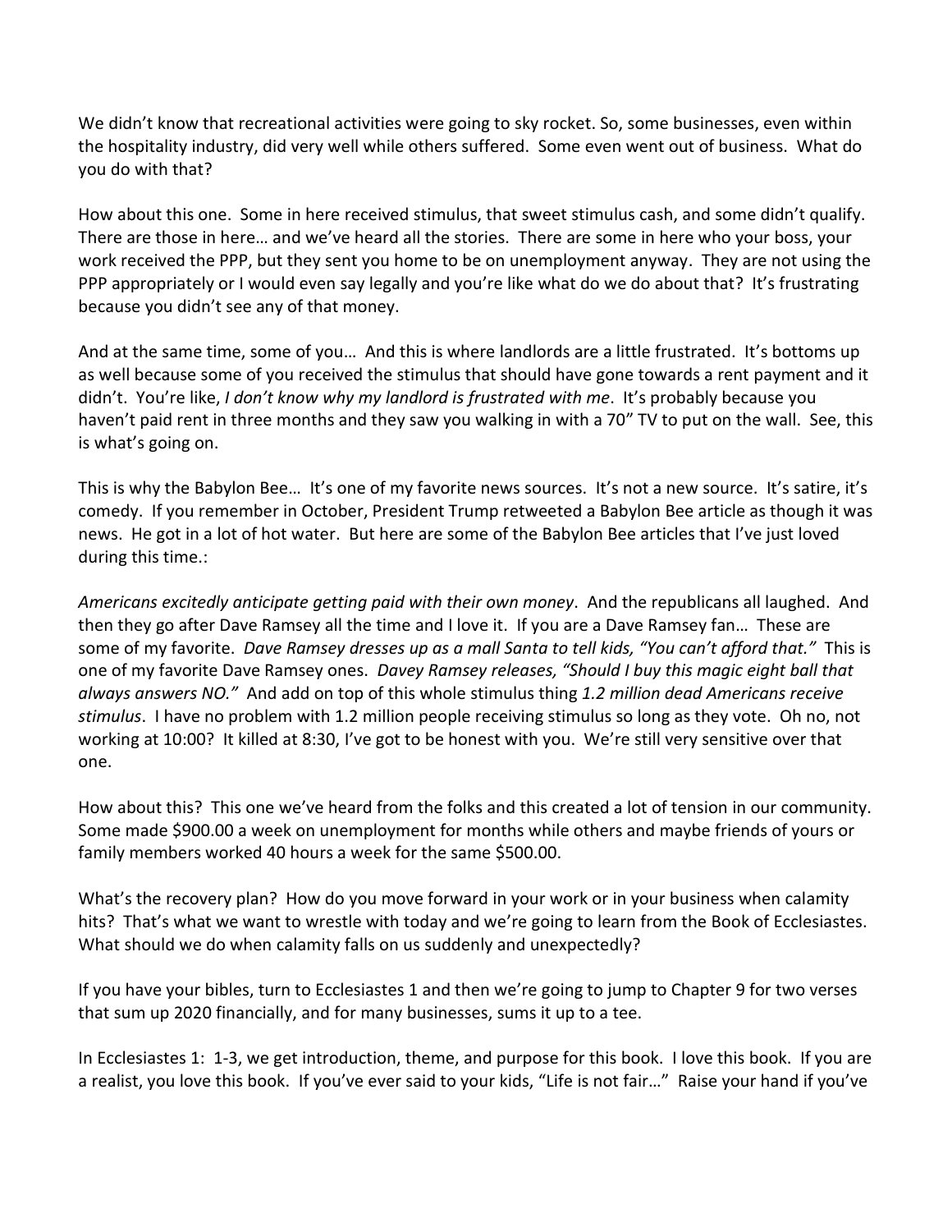We didn't know that recreational activities were going to sky rocket. So, some businesses, even within the hospitality industry, did very well while others suffered. Some even went out of business. What do you do with that?

How about this one. Some in here received stimulus, that sweet stimulus cash, and some didn't qualify. There are those in here… and we've heard all the stories. There are some in here who your boss, your work received the PPP, but they sent you home to be on unemployment anyway. They are not using the PPP appropriately or I would even say legally and you're like what do we do about that? It's frustrating because you didn't see any of that money.

And at the same time, some of you… And this is where landlords are a little frustrated. It's bottoms up as well because some of you received the stimulus that should have gone towards a rent payment and it didn't. You're like, *I don't know why my landlord is frustrated with me*. It's probably because you haven't paid rent in three months and they saw you walking in with a 70" TV to put on the wall. See, this is what's going on.

This is why the Babylon Bee… It's one of my favorite news sources. It's not a new source. It's satire, it's comedy. If you remember in October, President Trump retweeted a Babylon Bee article as though it was news. He got in a lot of hot water. But here are some of the Babylon Bee articles that I've just loved during this time.:

*Americans excitedly anticipate getting paid with their own money*. And the republicans all laughed. And then they go after Dave Ramsey all the time and I love it. If you are a Dave Ramsey fan… These are some of my favorite. *Dave Ramsey dresses up as a mall Santa to tell kids, "You can't afford that."* This is one of my favorite Dave Ramsey ones. *Davey Ramsey releases, "Should I buy this magic eight ball that always answers NO."* And add on top of this whole stimulus thing *1.2 million dead Americans receive stimulus*. I have no problem with 1.2 million people receiving stimulus so long as they vote. Oh no, not working at 10:00? It killed at 8:30, I've got to be honest with you. We're still very sensitive over that one.

How about this? This one we've heard from the folks and this created a lot of tension in our community. Some made $900.00 a week on unemployment for months while others and maybe friends of yours or family members worked 40 hours a week for the same $500.00.

What's the recovery plan? How do you move forward in your work or in your business when calamity hits? That's what we want to wrestle with today and we're going to learn from the Book of Ecclesiastes. What should we do when calamity falls on us suddenly and unexpectedly?

If you have your bibles, turn to Ecclesiastes 1 and then we're going to jump to Chapter 9 for two verses that sum up 2020 financially, and for many businesses, sums it up to a tee.

In Ecclesiastes 1: 1-3, we get introduction, theme, and purpose for this book. I love this book. If you are a realist, you love this book. If you've ever said to your kids, "Life is not fair…" Raise your hand if you've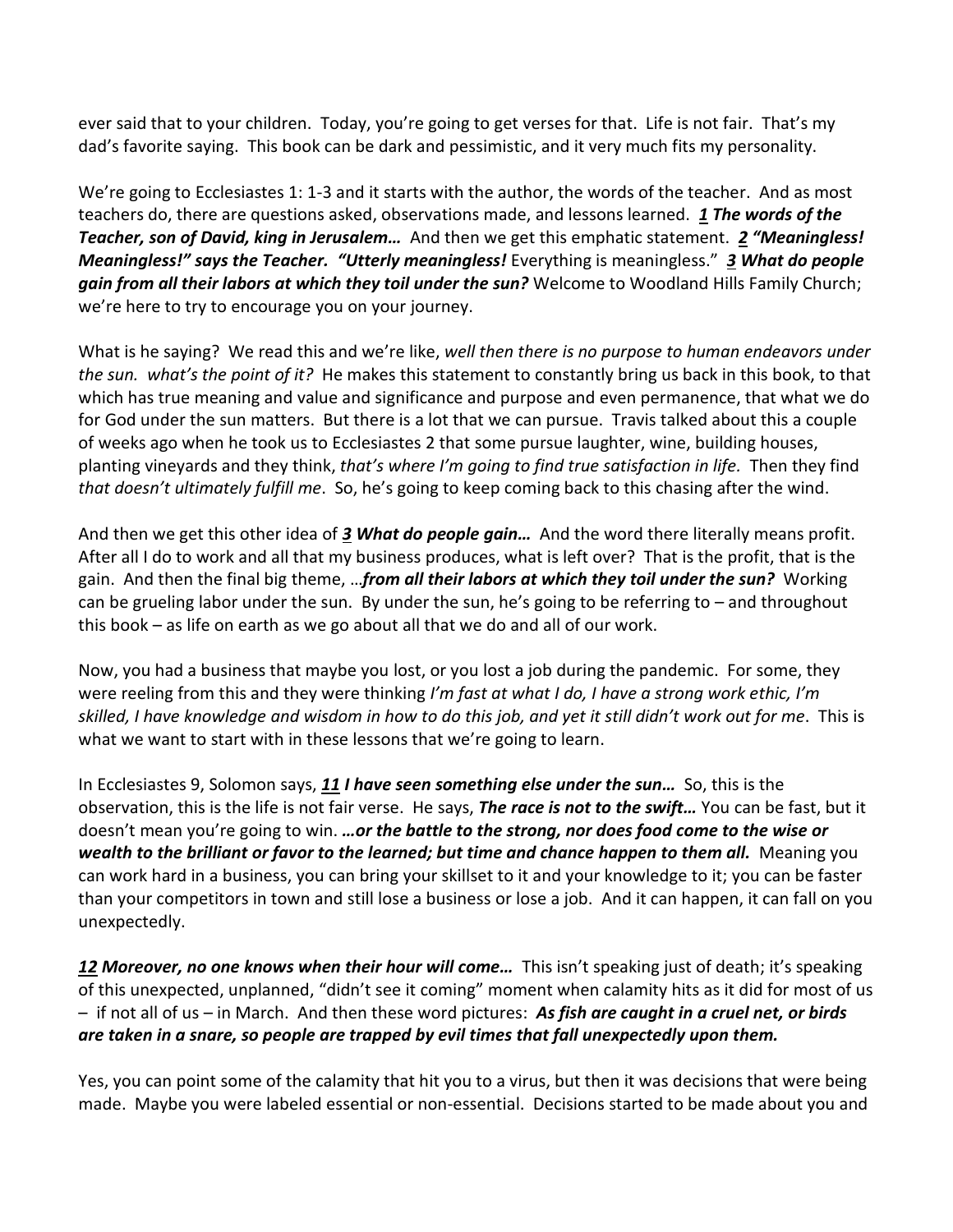ever said that to your children. Today, you're going to get verses for that. Life is not fair. That's my dad's favorite saying. This book can be dark and pessimistic, and it very much fits my personality.

We're going to Ecclesiastes 1: 1-3 and it starts with the author, the words of the teacher. And as most teachers do, there are questions asked, observations made, and lessons learned. ***1* The words of the Teacher, son of David, king in Jerusalem…** And then we get this emphatic statement. ***2* "Meaningless! Meaningless!" says the Teacher. "Utterly meaningless!** Everything is meaningless." ***3* What do people gain from all their labors at which they toil under the sun?** Welcome to Woodland Hills Family Church; we're here to try to encourage you on your journey.

What is he saying? We read this and we're like, *well then there is no purpose to human endeavors under the sun. what's the point of it?* He makes this statement to constantly bring us back in this book, to that which has true meaning and value and significance and purpose and even permanence, that what we do for God under the sun matters. But there is a lot that we can pursue. Travis talked about this a couple of weeks ago when he took us to Ecclesiastes 2 that some pursue laughter, wine, building houses, planting vineyards and they think, *that's where I'm going to find true satisfaction in life.* Then they find *that doesn't ultimately fulfill me*. So, he's going to keep coming back to this chasing after the wind.

And then we get this other idea of ***3* What do people gain…** And the word there literally means profit. After all I do to work and all that my business produces, what is left over? That is the profit, that is the gain. And then the final big theme, …***from all their labors at which they toil under the sun?*** Working can be grueling labor under the sun. By under the sun, he's going to be referring to – and throughout this book – as life on earth as we go about all that we do and all of our work.

Now, you had a business that maybe you lost, or you lost a job during the pandemic. For some, they were reeling from this and they were thinking *I'm fast at what I do, I have a strong work ethic, I'm skilled, I have knowledge and wisdom in how to do this job, and yet it still didn't work out for me*. This is what we want to start with in these lessons that we're going to learn.

In Ecclesiastes 9, Solomon says, ***11* I have seen something else under the sun…** So, this is the observation, this is the life is not fair verse. He says, ***The race is not to the swift…*** You can be fast, but it doesn't mean you're going to win. ***…or the battle to the strong, nor does food come to the wise or wealth to the brilliant or favor to the learned; but time and chance happen to them all.*** Meaning you can work hard in a business, you can bring your skillset to it and your knowledge to it; you can be faster than your competitors in town and still lose a business or lose a job. And it can happen, it can fall on you unexpectedly.

***12* Moreover, no one knows when their hour will come…** This isn't speaking just of death; it's speaking of this unexpected, unplanned, "didn't see it coming" moment when calamity hits as it did for most of us – if not all of us – in March. And then these word pictures: ***As fish are caught in a cruel net, or birds are taken in a snare, so people are trapped by evil times that fall unexpectedly upon them.***

Yes, you can point some of the calamity that hit you to a virus, but then it was decisions that were being made. Maybe you were labeled essential or non-essential. Decisions started to be made about you and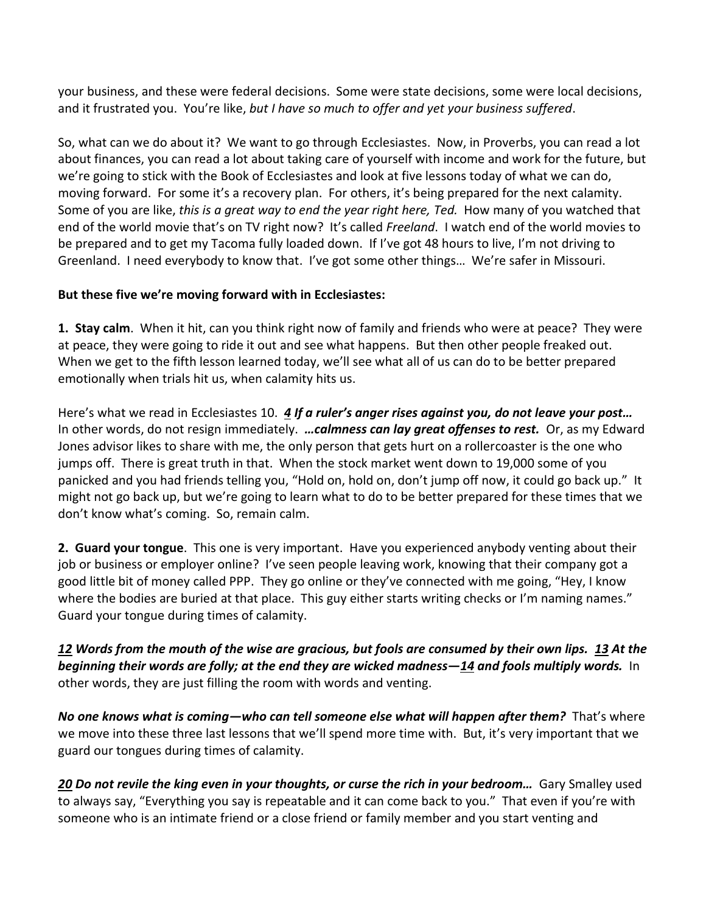your business, and these were federal decisions. Some were state decisions, some were local decisions, and it frustrated you. You're like, *but I have so much to offer and yet your business suffered*.

So, what can we do about it? We want to go through Ecclesiastes. Now, in Proverbs, you can read a lot about finances, you can read a lot about taking care of yourself with income and work for the future, but we're going to stick with the Book of Ecclesiastes and look at five lessons today of what we can do, moving forward. For some it's a recovery plan. For others, it's being prepared for the next calamity. Some of you are like, *this is a great way to end the year right here, Ted.* How many of you watched that end of the world movie that's on TV right now? It's called *Freeland*. I watch end of the world movies to be prepared and to get my Tacoma fully loaded down. If I've got 48 hours to live, I'm not driving to Greenland. I need everybody to know that. I've got some other things… We're safer in Missouri.

**But these five we're moving forward with in Ecclesiastes:**

**1. Stay calm**. When it hit, can you think right now of family and friends who were at peace? They were at peace, they were going to ride it out and see what happens. But then other people freaked out. When we get to the fifth lesson learned today, we'll see what all of us can do to be better prepared emotionally when trials hit us, when calamity hits us.

Here's what we read in Ecclesiastes 10. ***4 If a ruler's anger rises against you, do not leave your post…*** In other words, do not resign immediately. ***…calmness can lay great offenses to rest.*** Or, as my Edward Jones advisor likes to share with me, the only person that gets hurt on a rollercoaster is the one who jumps off. There is great truth in that. When the stock market went down to 19,000 some of you panicked and you had friends telling you, "Hold on, hold on, don't jump off now, it could go back up." It might not go back up, but we're going to learn what to do to be better prepared for these times that we don't know what's coming. So, remain calm.

**2. Guard your tongue**. This one is very important. Have you experienced anybody venting about their job or business or employer online? I've seen people leaving work, knowing that their company got a good little bit of money called PPP. They go online or they've connected with me going, "Hey, I know where the bodies are buried at that place. This guy either starts writing checks or I'm naming names." Guard your tongue during times of calamity.

***12 Words from the mouth of the wise are gracious, but fools are consumed by their own lips. 13 At the beginning their words are folly; at the end they are wicked madness—14 and fools multiply words.*** In other words, they are just filling the room with words and venting.

***No one knows what is coming—who can tell someone else what will happen after them?*** That's where we move into these three last lessons that we'll spend more time with. But, it's very important that we guard our tongues during times of calamity.

***20 Do not revile the king even in your thoughts, or curse the rich in your bedroom…*** Gary Smalley used to always say, "Everything you say is repeatable and it can come back to you." That even if you're with someone who is an intimate friend or a close friend or family member and you start venting and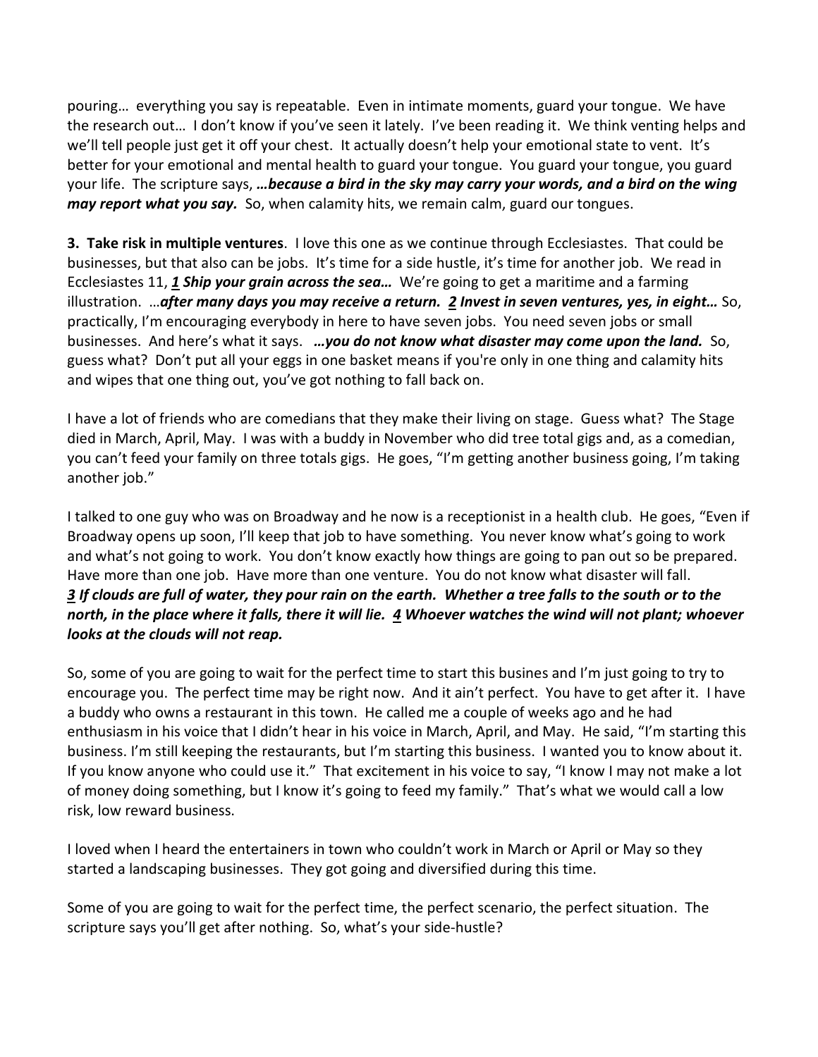pouring… everything you say is repeatable. Even in intimate moments, guard your tongue. We have the research out… I don't know if you've seen it lately. I've been reading it. We think venting helps and we'll tell people just get it off your chest. It actually doesn't help your emotional state to vent. It's better for your emotional and mental health to guard your tongue. You guard your tongue, you guard your life. The scripture says, ***…because a bird in the sky may carry your words, and a bird on the wing may report what you say.*** So, when calamity hits, we remain calm, guard our tongues.

**3. Take risk in multiple ventures**. I love this one as we continue through Ecclesiastes. That could be businesses, but that also can be jobs. It's time for a side hustle, it's time for another job. We read in Ecclesiastes 11, ***1 Ship your grain across the sea…*** We're going to get a maritime and a farming illustration. …***after many days you may receive a return. 2 Invest in seven ventures, yes, in eight…*** So, practically, I'm encouraging everybody in here to have seven jobs. You need seven jobs or small businesses. And here's what it says. ***…you do not know what disaster may come upon the land.*** So, guess what? Don't put all your eggs in one basket means if you're only in one thing and calamity hits and wipes that one thing out, you've got nothing to fall back on.

I have a lot of friends who are comedians that they make their living on stage. Guess what? The Stage died in March, April, May. I was with a buddy in November who did tree total gigs and, as a comedian, you can't feed your family on three totals gigs. He goes, "I'm getting another business going, I'm taking another job."

I talked to one guy who was on Broadway and he now is a receptionist in a health club. He goes, "Even if Broadway opens up soon, I'll keep that job to have something. You never know what's going to work and what's not going to work. You don't know exactly how things are going to pan out so be prepared. Have more than one job. Have more than one venture. You do not know what disaster will fall.
***3 If clouds are full of water, they pour rain on the earth. Whether a tree falls to the south or to the north, in the place where it falls, there it will lie. 4 Whoever watches the wind will not plant; whoever looks at the clouds will not reap.***

So, some of you are going to wait for the perfect time to start this busines and I'm just going to try to encourage you. The perfect time may be right now. And it ain't perfect. You have to get after it. I have a buddy who owns a restaurant in this town. He called me a couple of weeks ago and he had enthusiasm in his voice that I didn't hear in his voice in March, April, and May. He said, "I'm starting this business. I'm still keeping the restaurants, but I'm starting this business. I wanted you to know about it. If you know anyone who could use it." That excitement in his voice to say, "I know I may not make a lot of money doing something, but I know it's going to feed my family." That's what we would call a low risk, low reward business.

I loved when I heard the entertainers in town who couldn't work in March or April or May so they started a landscaping businesses. They got going and diversified during this time.

Some of you are going to wait for the perfect time, the perfect scenario, the perfect situation. The scripture says you'll get after nothing. So, what's your side-hustle?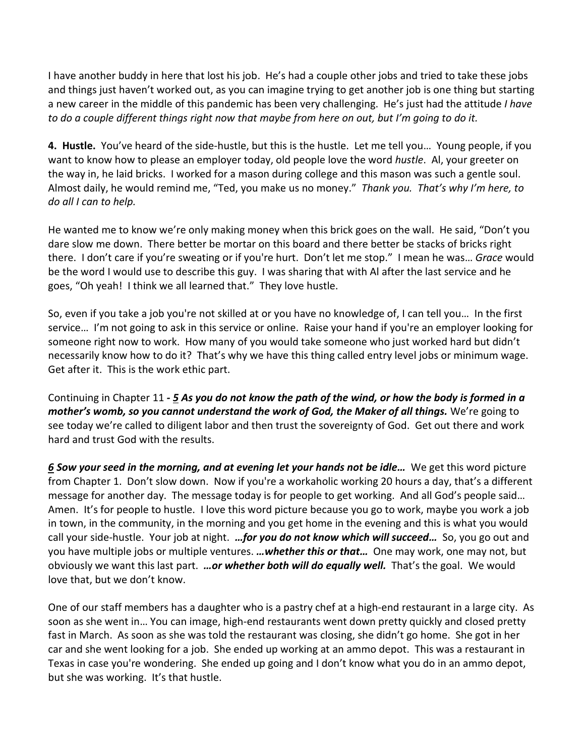I have another buddy in here that lost his job. He's had a couple other jobs and tried to take these jobs and things just haven't worked out, as you can imagine trying to get another job is one thing but starting a new career in the middle of this pandemic has been very challenging. He's just had the attitude *I have to do a couple different things right now that maybe from here on out, but I'm going to do it.*

**4. Hustle.** You've heard of the side-hustle, but this is the hustle. Let me tell you… Young people, if you want to know how to please an employer today, old people love the word *hustle*. Al, your greeter on the way in, he laid bricks. I worked for a mason during college and this mason was such a gentle soul. Almost daily, he would remind me, "Ted, you make us no money." *Thank you. That's why I'm here, to do all I can to help.*

He wanted me to know we're only making money when this brick goes on the wall. He said, "Don't you dare slow me down. There better be mortar on this board and there better be stacks of bricks right there. I don't care if you're sweating or if you're hurt. Don't let me stop." I mean he was… *Grace* would be the word I would use to describe this guy. I was sharing that with Al after the last service and he goes, "Oh yeah! I think we all learned that." They love hustle.

So, even if you take a job you're not skilled at or you have no knowledge of, I can tell you… In the first service… I'm not going to ask in this service or online. Raise your hand if you're an employer looking for someone right now to work. How many of you would take someone who just worked hard but didn't necessarily know how to do it? That's why we have this thing called entry level jobs or minimum wage. Get after it. This is the work ethic part.

Continuing in Chapter 11 ***- <u>5</u> As you do not know the path of the wind, or how the body is formed in a mother's womb, so you cannot understand the work of God, the Maker of all things.*** We're going to see today we're called to diligent labor and then trust the sovereignty of God. Get out there and work hard and trust God with the results.

***<u>6</u> Sow your seed in the morning, and at evening let your hands not be idle…*** We get this word picture from Chapter 1. Don't slow down. Now if you're a workaholic working 20 hours a day, that's a different message for another day. The message today is for people to get working. And all God's people said… Amen. It's for people to hustle. I love this word picture because you go to work, maybe you work a job in town, in the community, in the morning and you get home in the evening and this is what you would call your side-hustle. Your job at night. ***…for you do not know which will succeed…*** So, you go out and you have multiple jobs or multiple ventures. ***…whether this or that…*** One may work, one may not, but obviously we want this last part. ***…or whether both will do equally well.*** That's the goal. We would love that, but we don't know.

One of our staff members has a daughter who is a pastry chef at a high-end restaurant in a large city. As soon as she went in… You can image, high-end restaurants went down pretty quickly and closed pretty fast in March. As soon as she was told the restaurant was closing, she didn't go home. She got in her car and she went looking for a job. She ended up working at an ammo depot. This was a restaurant in Texas in case you're wondering. She ended up going and I don't know what you do in an ammo depot, but she was working. It's that hustle.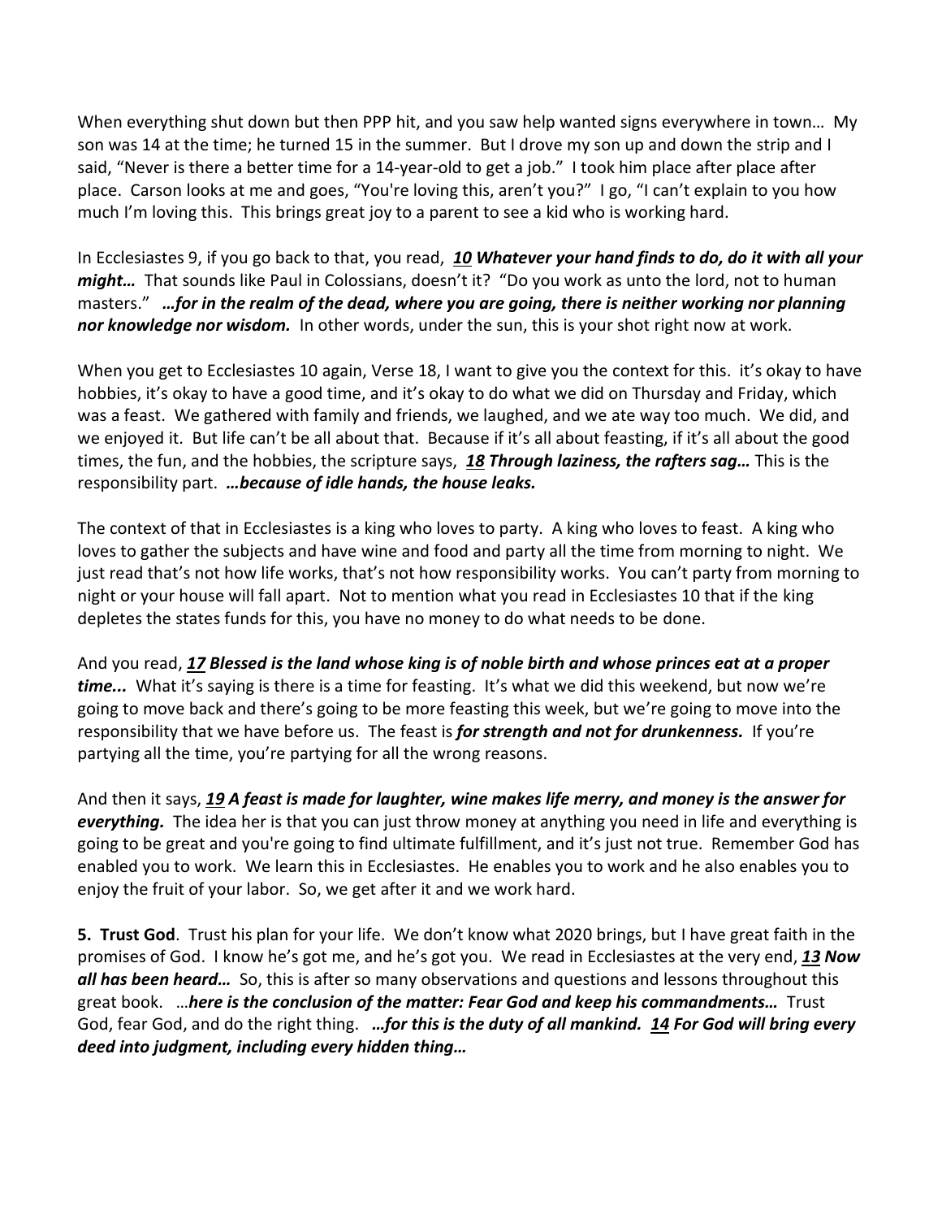When everything shut down but then PPP hit, and you saw help wanted signs everywhere in town… My son was 14 at the time; he turned 15 in the summer. But I drove my son up and down the strip and I said, "Never is there a better time for a 14-year-old to get a job." I took him place after place after place. Carson looks at me and goes, "You're loving this, aren't you?" I go, "I can't explain to you how much I'm loving this. This brings great joy to a parent to see a kid who is working hard.

In Ecclesiastes 9, if you go back to that, you read, ***<u>10</u> Whatever your hand finds to do, do it with all your might…*** That sounds like Paul in Colossians, doesn't it? "Do you work as unto the lord, not to human masters." ***…for in the realm of the dead, where you are going, there is neither working nor planning nor knowledge nor wisdom.*** In other words, under the sun, this is your shot right now at work.

When you get to Ecclesiastes 10 again, Verse 18, I want to give you the context for this. it's okay to have hobbies, it's okay to have a good time, and it's okay to do what we did on Thursday and Friday, which was a feast. We gathered with family and friends, we laughed, and we ate way too much. We did, and we enjoyed it. But life can't be all about that. Because if it's all about feasting, if it's all about the good times, the fun, and the hobbies, the scripture says, ***<u>18</u> Through laziness, the rafters sag…*** This is the responsibility part. ***…because of idle hands, the house leaks.***

The context of that in Ecclesiastes is a king who loves to party. A king who loves to feast. A king who loves to gather the subjects and have wine and food and party all the time from morning to night. We just read that's not how life works, that's not how responsibility works. You can't party from morning to night or your house will fall apart. Not to mention what you read in Ecclesiastes 10 that if the king depletes the states funds for this, you have no money to do what needs to be done.

And you read, ***<u>17</u> Blessed is the land whose king is of noble birth and whose princes eat at a proper time...*** What it's saying is there is a time for feasting. It's what we did this weekend, but now we're going to move back and there's going to be more feasting this week, but we're going to move into the responsibility that we have before us. The feast is ***for strength and not for drunkenness.*** If you're partying all the time, you're partying for all the wrong reasons.

And then it says, ***<u>19</u> A feast is made for laughter, wine makes life merry, and money is the answer for everything.*** The idea her is that you can just throw money at anything you need in life and everything is going to be great and you're going to find ultimate fulfillment, and it's just not true. Remember God has enabled you to work. We learn this in Ecclesiastes. He enables you to work and he also enables you to enjoy the fruit of your labor. So, we get after it and we work hard.

**5. Trust God**. Trust his plan for your life. We don't know what 2020 brings, but I have great faith in the promises of God. I know he's got me, and he's got you. We read in Ecclesiastes at the very end, ***<u>13</u> Now all has been heard…*** So, this is after so many observations and questions and lessons throughout this great book. …***here is the conclusion of the matter: Fear God and keep his commandments…*** Trust God, fear God, and do the right thing. ***…for this is the duty of all mankind. <u>14</u> For God will bring every deed into judgment, including every hidden thing…***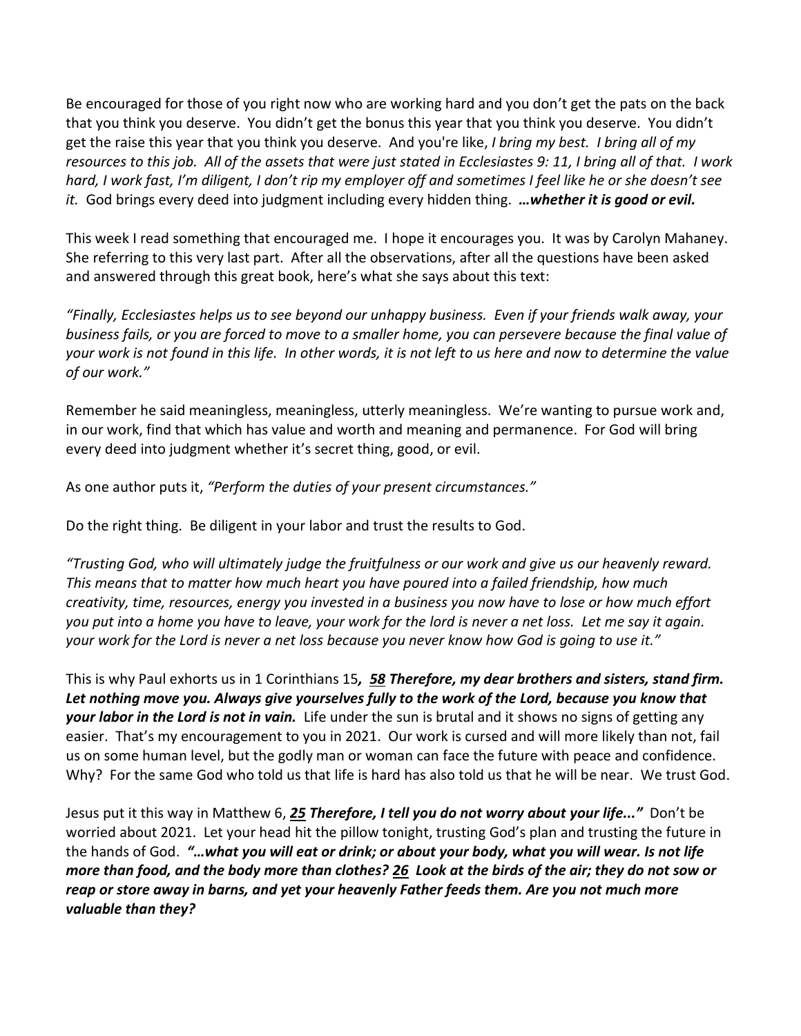Be encouraged for those of you right now who are working hard and you don't get the pats on the back that you think you deserve. You didn't get the bonus this year that you think you deserve. You didn't get the raise this year that you think you deserve. And you're like, *I bring my best. I bring all of my resources to this job. All of the assets that were just stated in Ecclesiastes 9: 11, I bring all of that. I work hard, I work fast, I'm diligent, I don't rip my employer off and sometimes I feel like he or she doesn't see it.* God brings every deed into judgment including every hidden thing. ***…whether it is good or evil.***

This week I read something that encouraged me. I hope it encourages you. It was by Carolyn Mahaney. She referring to this very last part. After all the observations, after all the questions have been asked and answered through this great book, here's what she says about this text:

*"Finally, Ecclesiastes helps us to see beyond our unhappy business. Even if your friends walk away, your business fails, or you are forced to move to a smaller home, you can persevere because the final value of your work is not found in this life. In other words, it is not left to us here and now to determine the value of our work."*

Remember he said meaningless, meaningless, utterly meaningless. We're wanting to pursue work and, in our work, find that which has value and worth and meaning and permanence. For God will bring every deed into judgment whether it's secret thing, good, or evil.

As one author puts it, *"Perform the duties of your present circumstances."*

Do the right thing. Be diligent in your labor and trust the results to God.

*"Trusting God, who will ultimately judge the fruitfulness or our work and give us our heavenly reward. This means that to matter how much heart you have poured into a failed friendship, how much creativity, time, resources, energy you invested in a business you now have to lose or how much effort you put into a home you have to leave, your work for the lord is never a net loss. Let me say it again. your work for the Lord is never a net loss because you never know how God is going to use it."*

This is why Paul exhorts us in 1 Corinthians 15***, 58 Therefore, my dear brothers and sisters, stand firm. Let nothing move you. Always give yourselves fully to the work of the Lord, because you know that your labor in the Lord is not in vain.*** Life under the sun is brutal and it shows no signs of getting any easier. That's my encouragement to you in 2021. Our work is cursed and will more likely than not, fail us on some human level, but the godly man or woman can face the future with peace and confidence. Why? For the same God who told us that life is hard has also told us that he will be near. We trust God.

Jesus put it this way in Matthew 6, ***25 Therefore, I tell you do not worry about your life..."*** Don't be worried about 2021. Let your head hit the pillow tonight, trusting God's plan and trusting the future in the hands of God. ***"…what you will eat or drink; or about your body, what you will wear. Is not life more than food, and the body more than clothes? 26 Look at the birds of the air; they do not sow or reap or store away in barns, and yet your heavenly Father feeds them. Are you not much more valuable than they?***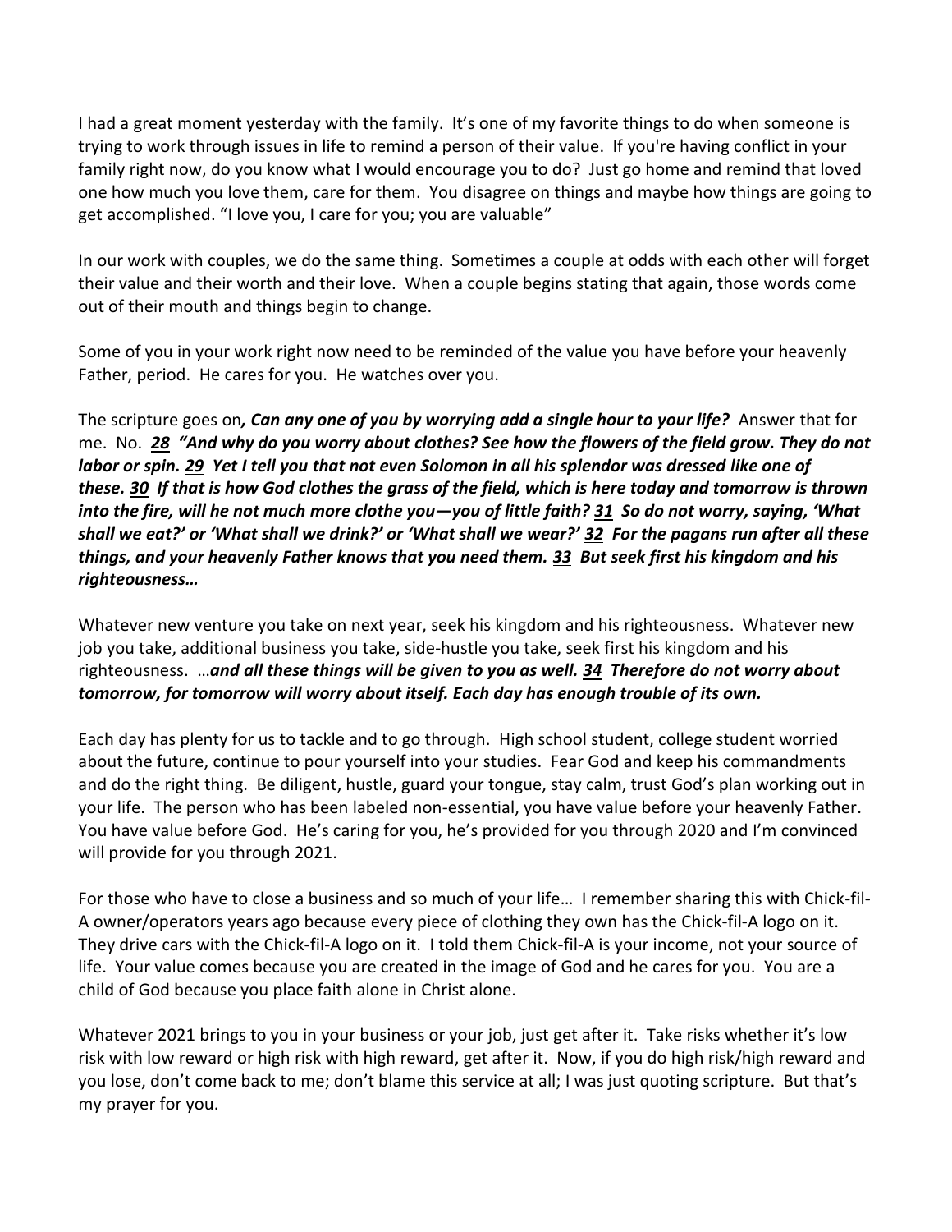I had a great moment yesterday with the family. It's one of my favorite things to do when someone is trying to work through issues in life to remind a person of their value. If you're having conflict in your family right now, do you know what I would encourage you to do? Just go home and remind that loved one how much you love them, care for them. You disagree on things and maybe how things are going to get accomplished. "I love you, I care for you; you are valuable"

In our work with couples, we do the same thing. Sometimes a couple at odds with each other will forget their value and their worth and their love. When a couple begins stating that again, those words come out of their mouth and things begin to change.

Some of you in your work right now need to be reminded of the value you have before your heavenly Father, period. He cares for you. He watches over you.

The scripture goes on***, Can any one of you by worrying add a single hour to your life?*** Answer that for me. No. ***28 "And why do you worry about clothes? See how the flowers of the field grow. They do not labor or spin. 29 Yet I tell you that not even Solomon in all his splendor was dressed like one of these. 30 If that is how God clothes the grass of the field, which is here today and tomorrow is thrown into the fire, will he not much more clothe you—you of little faith? 31 So do not worry, saying, 'What shall we eat?' or 'What shall we drink?' or 'What shall we wear?' 32 For the pagans run after all these things, and your heavenly Father knows that you need them. 33 But seek first his kingdom and his righteousness…***

Whatever new venture you take on next year, seek his kingdom and his righteousness. Whatever new job you take, additional business you take, side-hustle you take, seek first his kingdom and his righteousness. …***and all these things will be given to you as well. 34 Therefore do not worry about tomorrow, for tomorrow will worry about itself. Each day has enough trouble of its own.***

Each day has plenty for us to tackle and to go through. High school student, college student worried about the future, continue to pour yourself into your studies. Fear God and keep his commandments and do the right thing. Be diligent, hustle, guard your tongue, stay calm, trust God's plan working out in your life. The person who has been labeled non-essential, you have value before your heavenly Father. You have value before God. He's caring for you, he's provided for you through 2020 and I'm convinced will provide for you through 2021.

For those who have to close a business and so much of your life… I remember sharing this with Chick-fil-A owner/operators years ago because every piece of clothing they own has the Chick-fil-A logo on it. They drive cars with the Chick-fil-A logo on it. I told them Chick-fil-A is your income, not your source of life. Your value comes because you are created in the image of God and he cares for you. You are a child of God because you place faith alone in Christ alone.

Whatever 2021 brings to you in your business or your job, just get after it. Take risks whether it's low risk with low reward or high risk with high reward, get after it. Now, if you do high risk/high reward and you lose, don't come back to me; don't blame this service at all; I was just quoting scripture. But that's my prayer for you.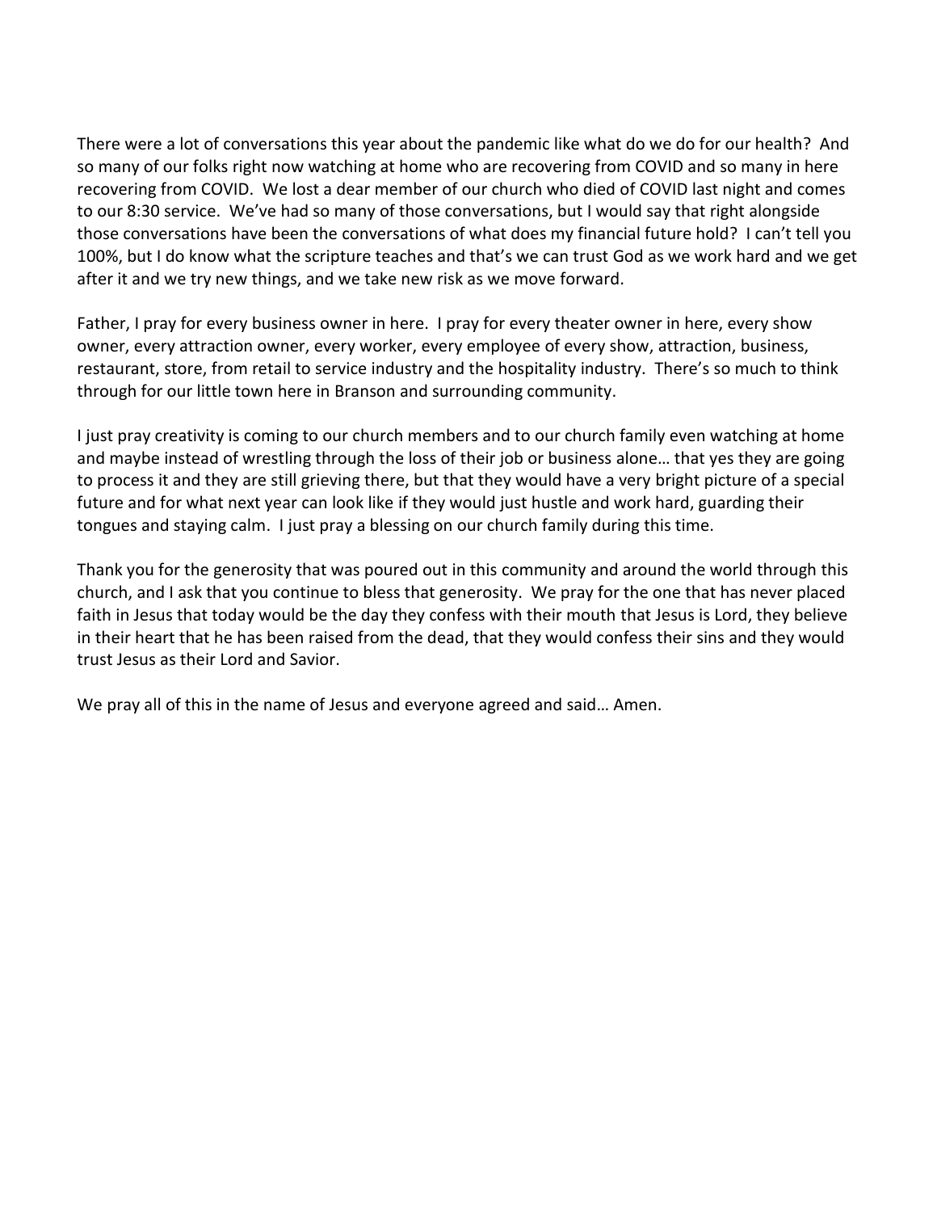There were a lot of conversations this year about the pandemic like what do we do for our health? And so many of our folks right now watching at home who are recovering from COVID and so many in here recovering from COVID. We lost a dear member of our church who died of COVID last night and comes to our 8:30 service. We've had so many of those conversations, but I would say that right alongside those conversations have been the conversations of what does my financial future hold? I can't tell you 100%, but I do know what the scripture teaches and that's we can trust God as we work hard and we get after it and we try new things, and we take new risk as we move forward.

Father, I pray for every business owner in here. I pray for every theater owner in here, every show owner, every attraction owner, every worker, every employee of every show, attraction, business, restaurant, store, from retail to service industry and the hospitality industry. There's so much to think through for our little town here in Branson and surrounding community.

I just pray creativity is coming to our church members and to our church family even watching at home and maybe instead of wrestling through the loss of their job or business alone… that yes they are going to process it and they are still grieving there, but that they would have a very bright picture of a special future and for what next year can look like if they would just hustle and work hard, guarding their tongues and staying calm. I just pray a blessing on our church family during this time.

Thank you for the generosity that was poured out in this community and around the world through this church, and I ask that you continue to bless that generosity. We pray for the one that has never placed faith in Jesus that today would be the day they confess with their mouth that Jesus is Lord, they believe in their heart that he has been raised from the dead, that they would confess their sins and they would trust Jesus as their Lord and Savior.

We pray all of this in the name of Jesus and everyone agreed and said… Amen.